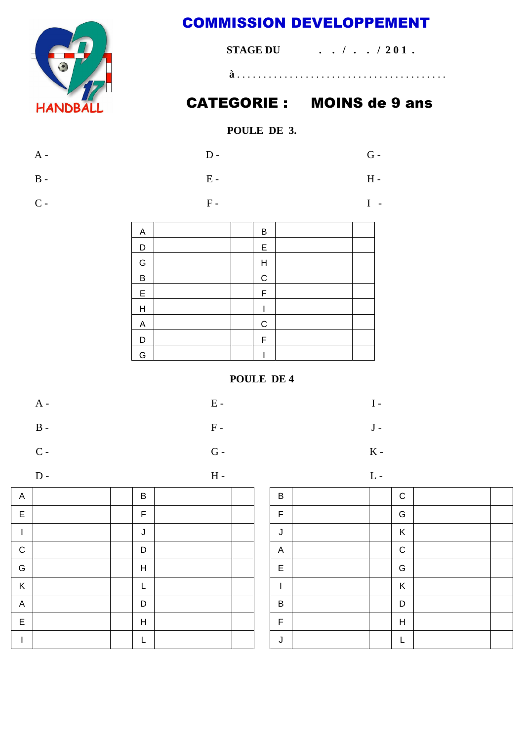# COMMISSION DEVELOPPEMENT

**STAGE DU . . / . . / 201 .**

**à . . . . . . . . . . . . . . . . . . . . . . . . . . . . . . . . . . . . . . .**

## CATEGORIE : MOINS de 9 ans

### POULE DE 3.

A - D - G -

B - E - H -

C - F - I -

| | | | | | |
|---|---|---|---|---|---|
| A | | | B | | |
| D | | | E | | |
| G | | | H | | |
| B | | | C | | |
| E | | | F | | |
| H | | | I | | |
| A | | | C | | |
| D | | | F | | |
| G | | | I | | |

### POULE DE 4

A - E - I -

B - F - J -

C - G - K -

D - H - L -

| | | | | | |
|---|---|---|---|---|---|
| A | | | B | | |
| E | | | F | | |
| I | | | J | | |
| C | | | D | | |
| G | | | H | | |
| K | | | L | | |
| A | | | D | | |
| E | | | H | | |
| I | | | L | | |

| | | | | | |
|---|---|---|---|---|---|
| B | | | C | | |
| F | | | G | | |
| J | | | K | | |
| A | | | C | | |
| E | | | G | | |
| I | | | K | | |
| B | | | D | | |
| F | | | H | | |
| J | | | L | | |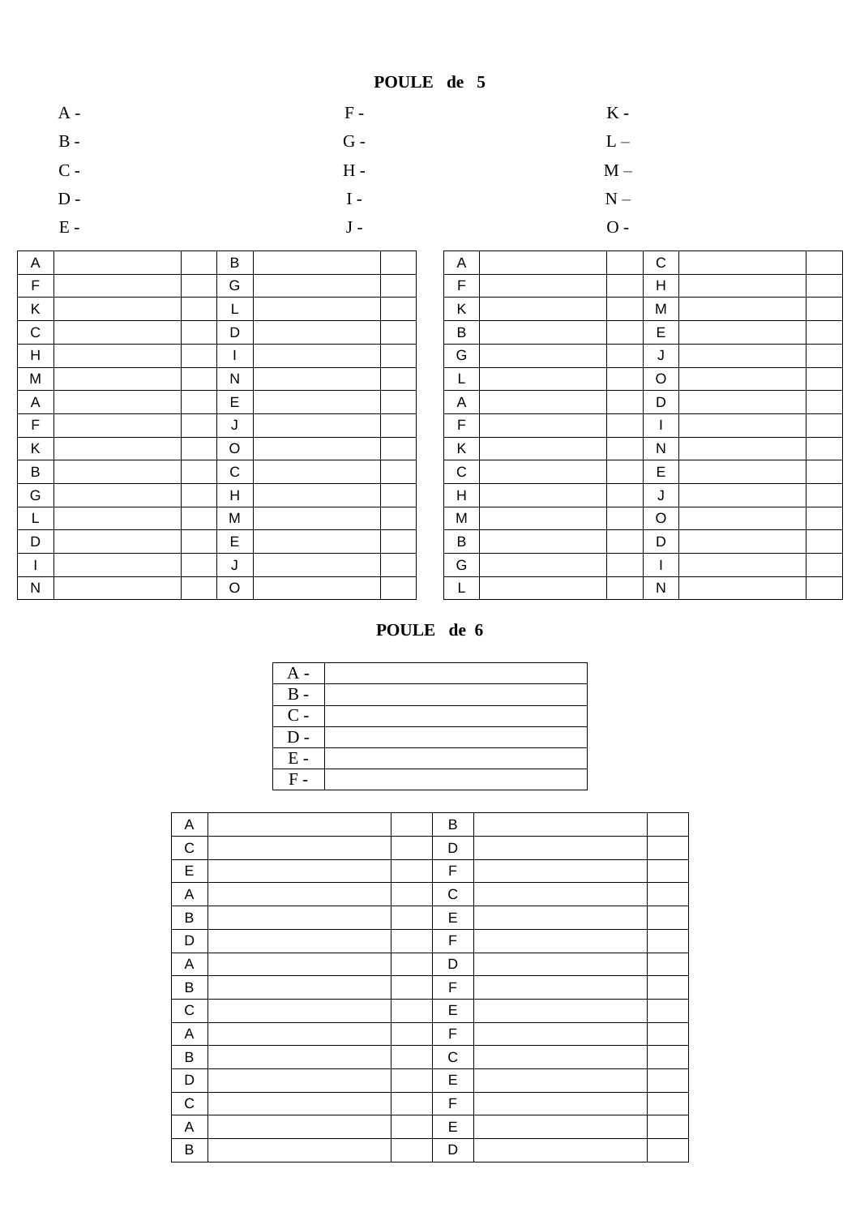## POULE de 5

A -
B -
C -
D -
E -

F -
G -
H -
I -
J -

K -
L –
M –
N –
O -

| | | | | | |
|---|---|---|---|---|---|
| A | | | B | | |
| F | | | G | | |
| K | | | L | | |
| C | | | D | | |
| H | | | I | | |
| M | | | N | | |
| A | | | E | | |
| F | | | J | | |
| K | | | O | | |
| B | | | C | | |
| G | | | H | | |
| L | | | M | | |
| D | | | E | | |
| I | | | J | | |
| N | | | O | | |

| | | | | | |
|---|---|---|---|---|---|
| A | | | C | | |
| F | | | H | | |
| K | | | M | | |
| B | | | E | | |
| G | | | J | | |
| L | | | O | | |
| A | | | D | | |
| F | | | I | | |
| K | | | N | | |
| C | | | E | | |
| H | | | J | | |
| M | | | O | | |
| B | | | D | | |
| G | | | I | | |
| L | | | N | | |

## POULE de 6

| | |
|---|---|
| A - | |
| B - | |
| C - | |
| D - | |
| E - | |
| F - | |

| | | | | | |
|---|---|---|---|---|---|
| A | | | B | | |
| C | | | D | | |
| E | | | F | | |
| A | | | C | | |
| B | | | E | | |
| D | | | F | | |
| A | | | D | | |
| B | | | F | | |
| C | | | E | | |
| A | | | F | | |
| B | | | C | | |
| D | | | E | | |
| C | | | F | | |
| A | | | E | | |
| B | | | D | | |